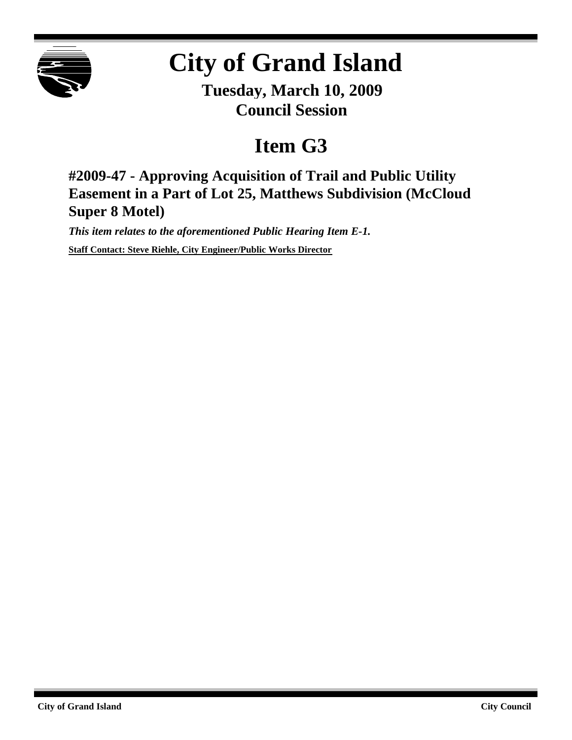# City of Grand Island

**Tuesday, March 10, 2009**
**Council Session**

# Item G3

## #2009-47 - Approving Acquisition of Trail and Public Utility Easement in a Part of Lot 25, Matthews Subdivision (McCloud Super 8 Motel)

***This item relates to the aforementioned Public Hearing Item E-1.***

**Staff Contact: Steve Riehle, City Engineer/Public Works Director**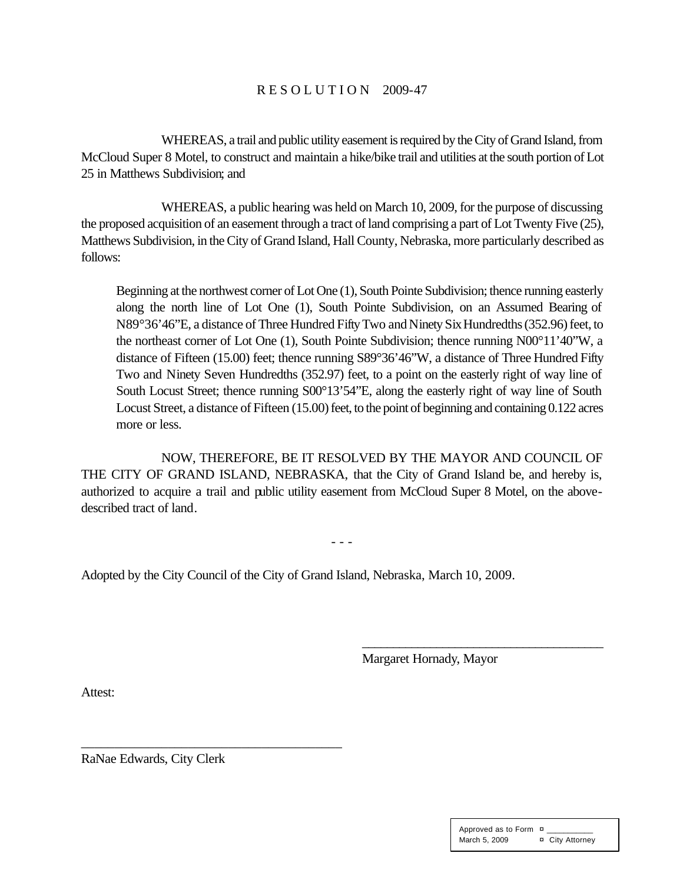# R E S O L U T I O N 2009-47

WHEREAS, a trail and public utility easement is required by the City of Grand Island, from McCloud Super 8 Motel, to construct and maintain a hike/bike trail and utilities at the south portion of Lot 25 in Matthews Subdivision; and

WHEREAS, a public hearing was held on March 10, 2009, for the purpose of discussing the proposed acquisition of an easement through a tract of land comprising a part of Lot Twenty Five (25), Matthews Subdivision, in the City of Grand Island, Hall County, Nebraska, more particularly described as follows:

> Beginning at the northwest corner of Lot One (1), South Pointe Subdivision; thence running easterly along the north line of Lot One (1), South Pointe Subdivision, on an Assumed Bearing of N89°36'46"E, a distance of Three Hundred Fifty Two and Ninety Six Hundredths (352.96) feet, to the northeast corner of Lot One (1), South Pointe Subdivision; thence running N00°11'40"W, a distance of Fifteen (15.00) feet; thence running S89°36'46"W, a distance of Three Hundred Fifty Two and Ninety Seven Hundredths (352.97) feet, to a point on the easterly right of way line of South Locust Street; thence running S00°13'54"E, along the easterly right of way line of South Locust Street, a distance of Fifteen (15.00) feet, to the point of beginning and containing 0.122 acres more or less.

NOW, THEREFORE, BE IT RESOLVED BY THE MAYOR AND COUNCIL OF THE CITY OF GRAND ISLAND, NEBRASKA, that the City of Grand Island be, and hereby is, authorized to acquire a trail and public utility easement from McCloud Super 8 Motel, on the above-described tract of land.

- - -

Adopted by the City Council of the City of Grand Island, Nebraska, March 10, 2009.

_____________________________________
Margaret Hornady, Mayor

Attest:

_____________________________________
RaNae Edwards, City Clerk

| Approved as to Form | ¤ ___________ |
| --- | --- |
| March 5, 2009 | ¤ City Attorney |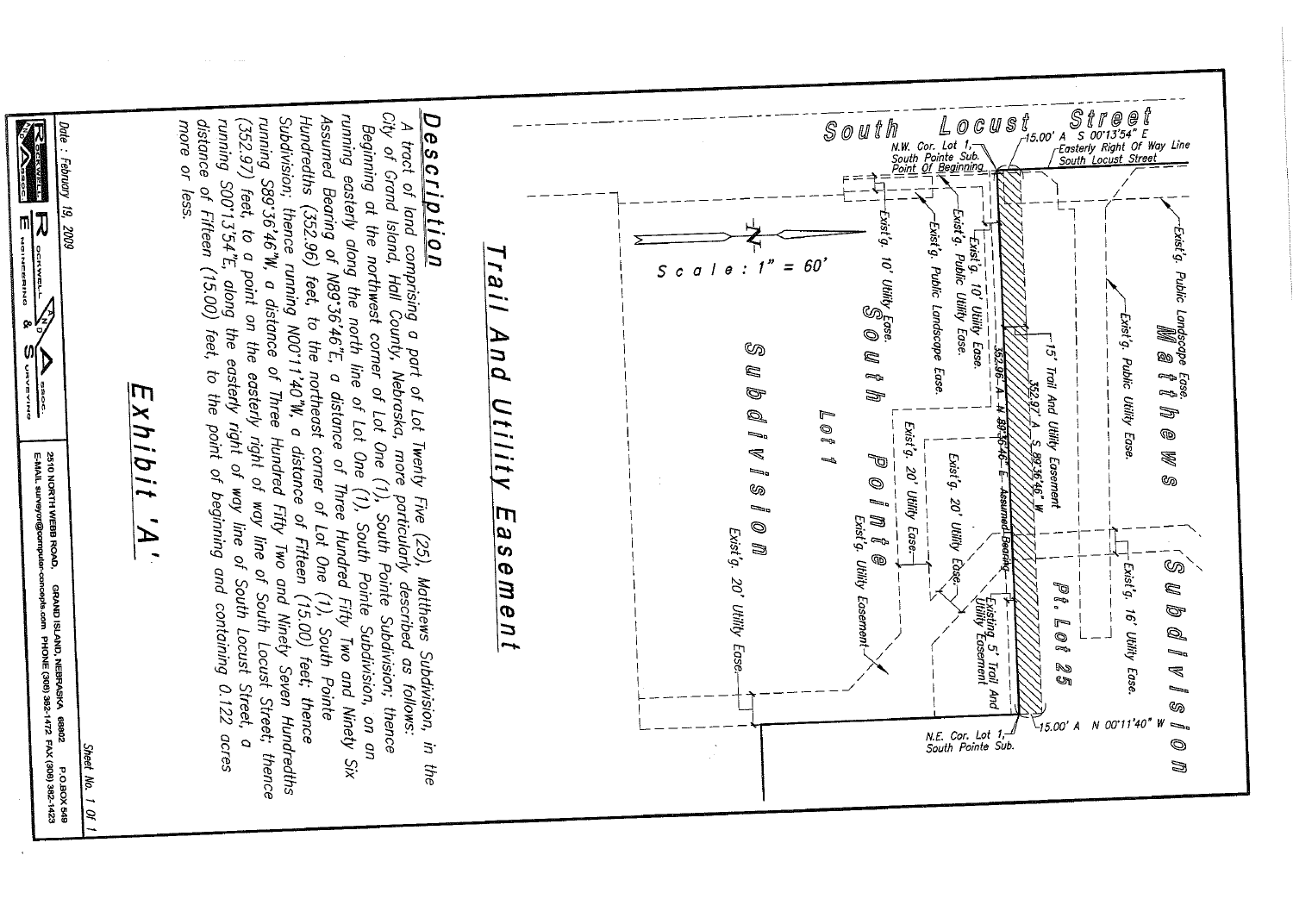# Trail And Utility Easement

South Locust Street

15.00' A S 00°13'54" E

Easterly Right Of Way Line South Locust Street

N.W. Cor. Lot 1, South Pointe Sub. Point Of Beginning

Exist'g. Public Landscape Ease.

Matthews Subdivision

Exist'g. Public Utility Ease.

Exist'g. 16' Utility Ease.

Pt. Lot 25

15' Trail And Utility Easement

352.97' A S 89°36'46" W

352.96' A N 89°36'46" E Assumed Bearing

Existing 5' Trail And Utility Easement

Exist'g. 10' Utility Ease.

Exist'g. Public Utility Ease.

Exist'g. Public Landscape Ease.

Exist'g. 10' Utility Ease.

Exist'g. 20' Utility Ease.

Exist'g. 20' Utility Ease.

Exist'g. Utility Easement

Exist'g. 20' Utility Ease.

South Pointe Subdivision

Lot 1

N

Scale : 1" = 60'

15.00' A N 00°11'40" W

N.E. Cor. Lot 1, South Pointe Sub.

## Description

A tract of land comprising a part of Lot Twenty Five (25), Matthews Subdivision, in the City of Grand Island, Hall County, Nebraska, more particularly described as follows:

Beginning at the northwest corner of Lot One (1), South Pointe Subdivision; thence running easterly along the north line of Lot One (1), South Pointe Subdivision, on an Assumed Bearing of N89°36'46"E, a distance of Three Hundred Fifty Two and Ninety Six Hundredths (352.96) feet, to the northeast corner of Lot One (1), South Pointe Subdivision; thence running N00°11'40"W, a distance of Fifteen (15.00) feet; thence running S89°36'46"W, a distance of Three Hundred Fifty Two and Ninety Seven Hundredths (352.97) feet, to a point on the easterly right of way line of South Locust Street; thence running S00°13'54"E, along the easterly right of way line of South Locust Street, a distance of Fifteen (15.00) feet, to the point of beginning and containing 0.122 acres more or less.

# Exhibit 'A'

Date : February 19, 2009

Rockwell And Assoc.

Rockwell & Associates Engineering & Surveying

2510 NORTH WEBB ROAD, GRAND ISLAND, NEBRASKA 68802 P.O.BOX 549

E-MAIL surveyor@computer-concepts.com PHONE (308) 382-1472 FAX (308) 382-1423

Sheet No. 1 Of 1